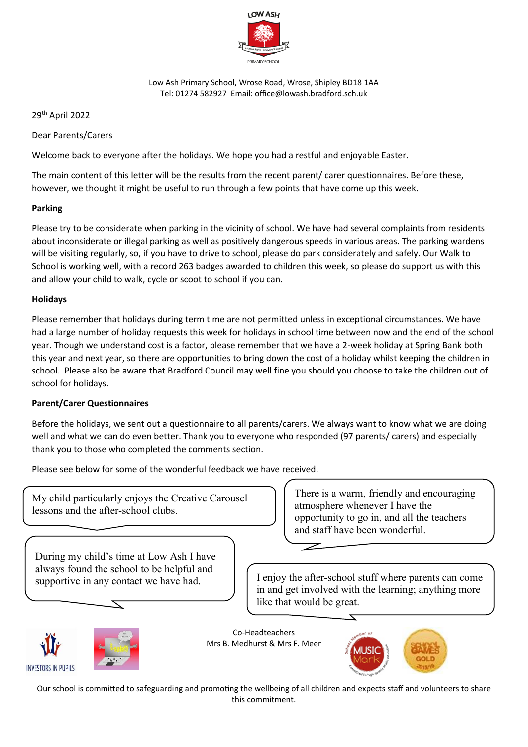LOW ASH

PRIMARY SCHOOL

Low Ash Primary School, Wrose Road, Wrose, Shipley BD18 1AA
Tel: 01274 582927 Email: office@lowash.bradford.sch.uk

29th April 2022

Dear Parents/Carers

Welcome back to everyone after the holidays. We hope you had a restful and enjoyable Easter.

The main content of this letter will be the results from the recent parent/ carer questionnaires. Before these, however, we thought it might be useful to run through a few points that have come up this week.

**Parking**

Please try to be considerate when parking in the vicinity of school. We have had several complaints from residents about inconsiderate or illegal parking as well as positively dangerous speeds in various areas. The parking wardens will be visiting regularly, so, if you have to drive to school, please do park considerately and safely. Our Walk to School is working well, with a record 263 badges awarded to children this week, so please do support us with this and allow your child to walk, cycle or scoot to school if you can.

**Holidays**

Please remember that holidays during term time are not permitted unless in exceptional circumstances. We have had a large number of holiday requests this week for holidays in school time between now and the end of the school year. Though we understand cost is a factor, please remember that we have a 2-week holiday at Spring Bank both this year and next year, so there are opportunities to bring down the cost of a holiday whilst keeping the children in school. Please also be aware that Bradford Council may well fine you should you choose to take the children out of school for holidays.

**Parent/Carer Questionnaires**

Before the holidays, we sent out a questionnaire to all parents/carers. We always want to know what we are doing well and what we can do even better. Thank you to everyone who responded (97 parents/ carers) and especially thank you to those who completed the comments section.

Please see below for some of the wonderful feedback we have received.

> My child particularly enjoys the Creative Carousel lessons and the after-school clubs.

> There is a warm, friendly and encouraging atmosphere whenever I have the opportunity to go in, and all the teachers and staff have been wonderful.

> During my child's time at Low Ash I have always found the school to be helpful and supportive in any contact we have had.

> I enjoy the after-school stuff where parents can come in and get involved with the learning; anything more like that would be great.

Co-Headteachers
Mrs B. Medhurst & Mrs F. Meer

Our school is committed to safeguarding and promoting the wellbeing of all children and expects staff and volunteers to share this commitment.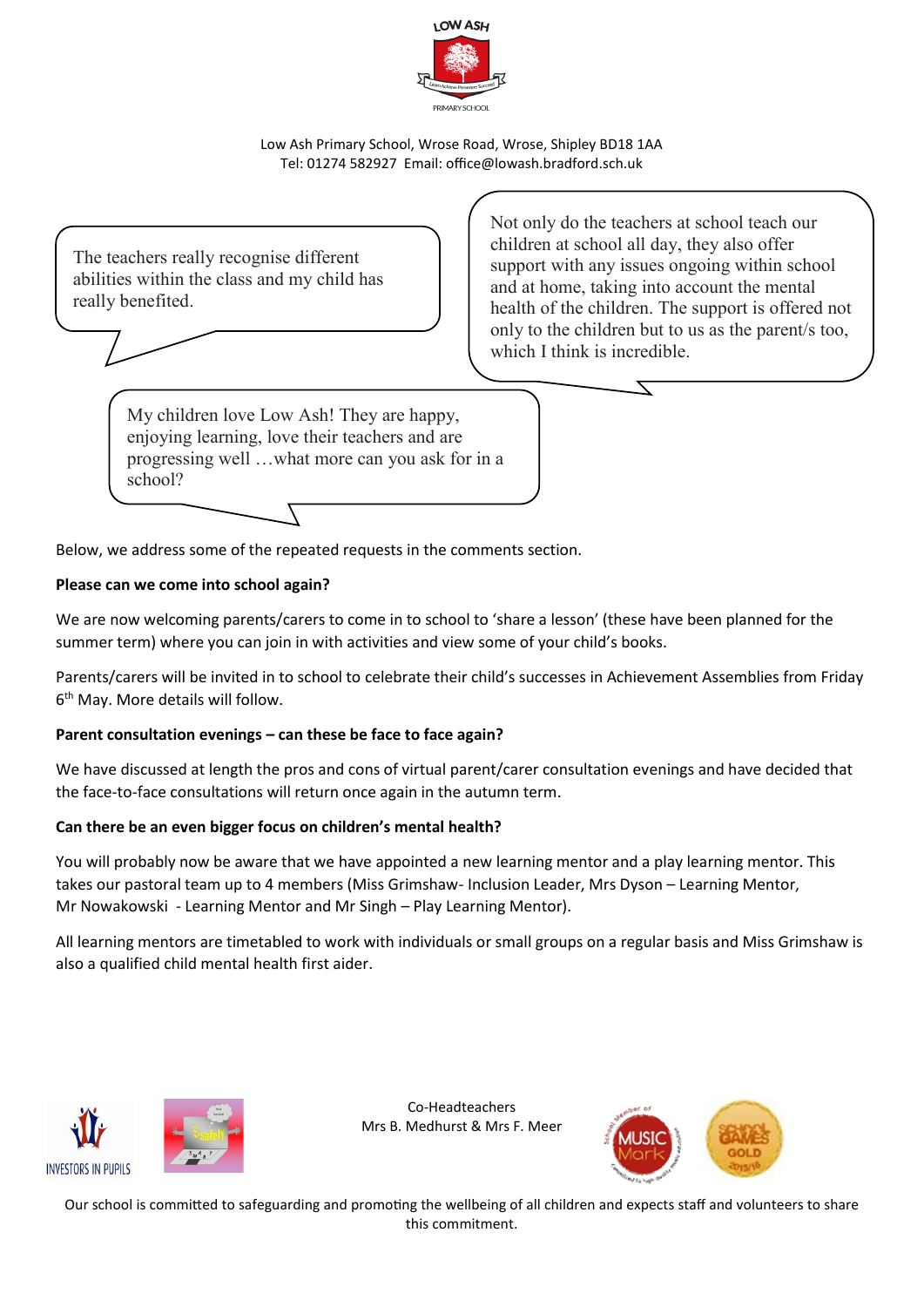LOW ASH

PRIMARY SCHOOL

Low Ash Primary School, Wrose Road, Wrose, Shipley BD18 1AA
Tel: 01274 582927 Email: office@lowash.bradford.sch.uk

> The teachers really recognise different abilities within the class and my child has really benefited.

> Not only do the teachers at school teach our children at school all day, they also offer support with any issues ongoing within school and at home, taking into account the mental health of the children. The support is offered not only to the children but to us as the parent/s too, which I think is incredible.

> My children love Low Ash! They are happy, enjoying learning, love their teachers and are progressing well …what more can you ask for in a school?

Below, we address some of the repeated requests in the comments section.

**Please can we come into school again?**

We are now welcoming parents/carers to come in to school to 'share a lesson' (these have been planned for the summer term) where you can join in with activities and view some of your child's books.

Parents/carers will be invited in to school to celebrate their child's successes in Achievement Assemblies from Friday 6th May. More details will follow.

**Parent consultation evenings – can these be face to face again?**

We have discussed at length the pros and cons of virtual parent/carer consultation evenings and have decided that the face-to-face consultations will return once again in the autumn term.

**Can there be an even bigger focus on children's mental health?**

You will probably now be aware that we have appointed a new learning mentor and a play learning mentor. This takes our pastoral team up to 4 members (Miss Grimshaw- Inclusion Leader, Mrs Dyson – Learning Mentor, Mr Nowakowski - Learning Mentor and Mr Singh – Play Learning Mentor).

All learning mentors are timetabled to work with individuals or small groups on a regular basis and Miss Grimshaw is also a qualified child mental health first aider.

Co-Headteachers
Mrs B. Medhurst & Mrs F. Meer

Our school is committed to safeguarding and promoting the wellbeing of all children and expects staff and volunteers to share this commitment.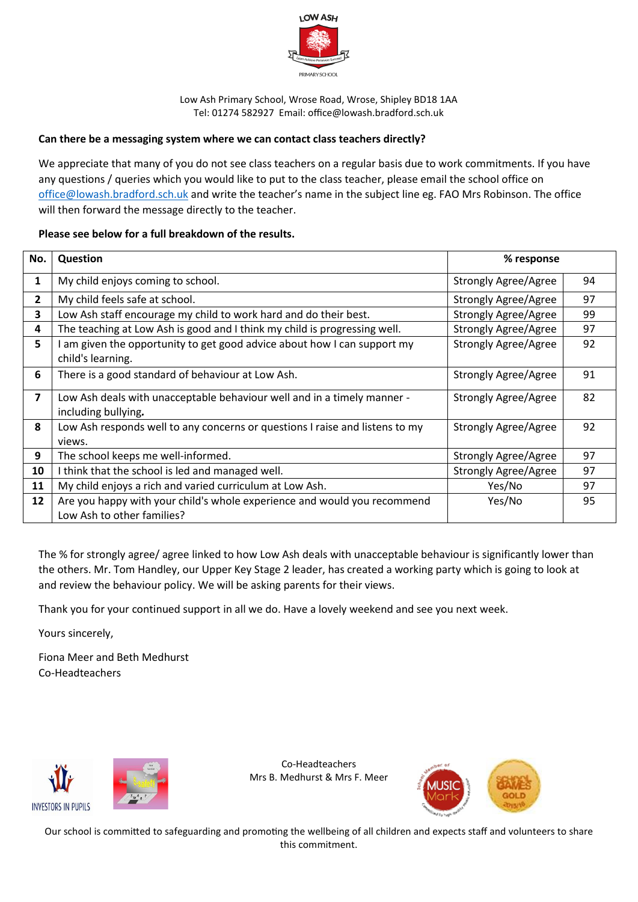Low Ash Primary School, Wrose Road, Wrose, Shipley BD18 1AA
Tel: 01274 582927 Email: office@lowash.bradford.sch.uk

**Can there be a messaging system where we can contact class teachers directly?**

We appreciate that many of you do not see class teachers on a regular basis due to work commitments. If you have any questions / queries which you would like to put to the class teacher, please email the school office on office@lowash.bradford.sch.uk and write the teacher's name in the subject line eg. FAO Mrs Robinson. The office will then forward the message directly to the teacher.

**Please see below for a full breakdown of the results.**

| No. | Question | % response | |
|---|---|---|---|
| 1 | My child enjoys coming to school. | Strongly Agree/Agree | 94 |
| 2 | My child feels safe at school. | Strongly Agree/Agree | 97 |
| 3 | Low Ash staff encourage my child to work hard and do their best. | Strongly Agree/Agree | 99 |
| 4 | The teaching at Low Ash is good and I think my child is progressing well. | Strongly Agree/Agree | 97 |
| 5 | I am given the opportunity to get good advice about how I can support my child's learning. | Strongly Agree/Agree | 92 |
| 6 | There is a good standard of behaviour at Low Ash. | Strongly Agree/Agree | 91 |
| 7 | Low Ash deals with unacceptable behaviour well and in a timely manner - including bullying**.** | Strongly Agree/Agree | 82 |
| 8 | Low Ash responds well to any concerns or questions I raise and listens to my views. | Strongly Agree/Agree | 92 |
| 9 | The school keeps me well-informed. | Strongly Agree/Agree | 97 |
| 10 | I think that the school is led and managed well. | Strongly Agree/Agree | 97 |
| 11 | My child enjoys a rich and varied curriculum at Low Ash. | Yes/No | 97 |
| 12 | Are you happy with your child's whole experience and would you recommend Low Ash to other families? | Yes/No | 95 |

The % for strongly agree/ agree linked to how Low Ash deals with unacceptable behaviour is significantly lower than the others. Mr. Tom Handley, our Upper Key Stage 2 leader, has created a working party which is going to look at and review the behaviour policy. We will be asking parents for their views.

Thank you for your continued support in all we do. Have a lovely weekend and see you next week.

Yours sincerely,

Fiona Meer and Beth Medhurst
Co-Headteachers

Co-Headteachers
Mrs B. Medhurst & Mrs F. Meer

Our school is committed to safeguarding and promoting the wellbeing of all children and expects staff and volunteers to share this commitment.